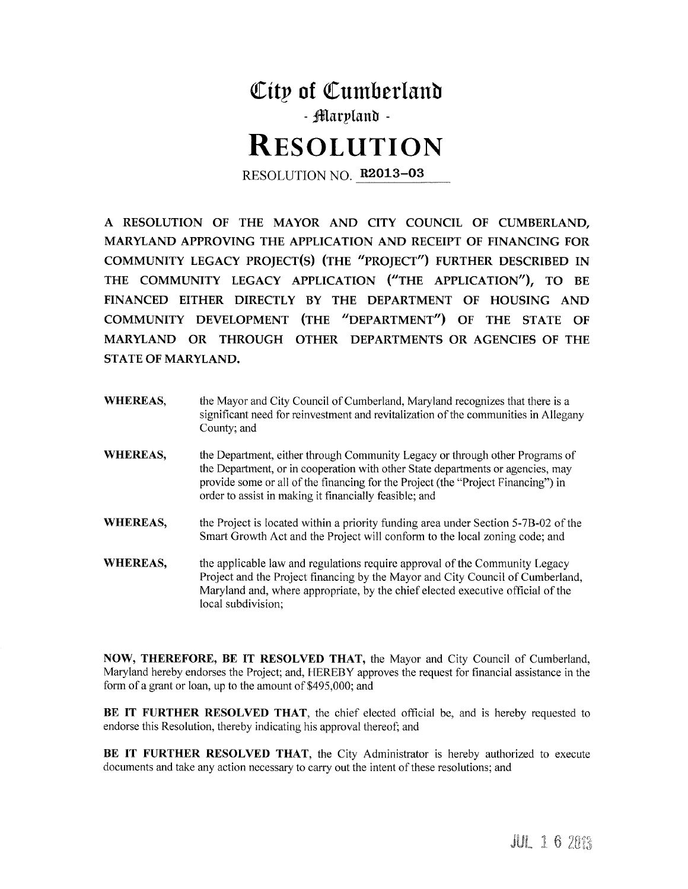# City of Cumberland

## - Maryland -

# RESOLUTION

RESOLUTION NO. **R2013-03**

**A RESOLUTION OF THE MAYOR AND CITY COUNCIL OF CUMBERLAND, MARYLAND APPROVING THE APPLICATION AND RECEIPT OF FINANCING FOR COMMUNITY LEGACY PROJECT(S) (THE "PROJECT") FURTHER DESCRIBED IN THE COMMUNITY LEGACY APPLICATION ("THE APPLICATION"), TO BE FINANCED EITHER DIRECTLY BY THE DEPARTMENT OF HOUSING AND COMMUNITY DEVELOPMENT (THE "DEPARTMENT") OF THE STATE OF MARYLAND OR THROUGH OTHER DEPARTMENTS OR AGENCIES OF THE STATE OF MARYLAND.**

**WHEREAS,** the Mayor and City Council of Cumberland, Maryland recognizes that there is a significant need for reinvestment and revitalization of the communities in Allegany County; and

**WHEREAS,** the Department, either through Community Legacy or through other Programs of the Department, or in cooperation with other State departments or agencies, may provide some or all of the financing for the Project (the "Project Financing") in order to assist in making it financially feasible; and

**WHEREAS,** the Project is located within a priority funding area under Section 5-7B-02 of the Smart Growth Act and the Project will conform to the local zoning code; and

**WHEREAS,** the applicable law and regulations require approval of the Community Legacy Project and the Project financing by the Mayor and City Council of Cumberland, Maryland and, where appropriate, by the chief elected executive official of the local subdivision;

**NOW, THEREFORE, BE IT RESOLVED THAT,** the Mayor and City Council of Cumberland, Maryland hereby endorses the Project; and, HEREBY approves the request for financial assistance in the form of a grant or loan, up to the amount of $495,000; and

**BE IT FURTHER RESOLVED THAT,** the chief elected official be, and is hereby requested to endorse this Resolution, thereby indicating his approval thereof; and

**BE IT FURTHER RESOLVED THAT,** the City Administrator is hereby authorized to execute documents and take any action necessary to carry out the intent of these resolutions; and

JUL 16 2013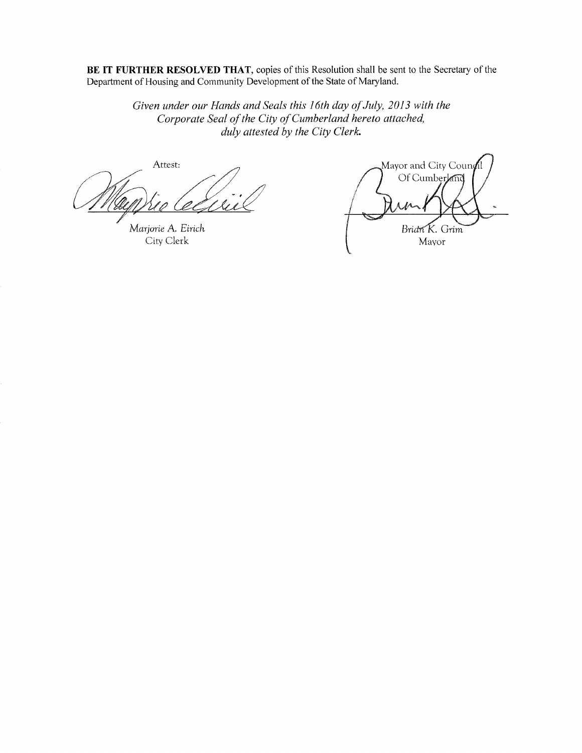**BE IT FURTHER RESOLVED THAT,** copies of this Resolution shall be sent to the Secretary of the Department of Housing and Community Development of the State of Maryland.

*Given under our Hands and Seals this 16th day of July, 2013 with the Corporate Seal of the City of Cumberland hereto attached, duly attested by the City Clerk.*

Attest:

*Marjorie A. Eirich*
City Clerk

Mayor and City Council
Of Cumberland

*Brian K. Grim*
Mayor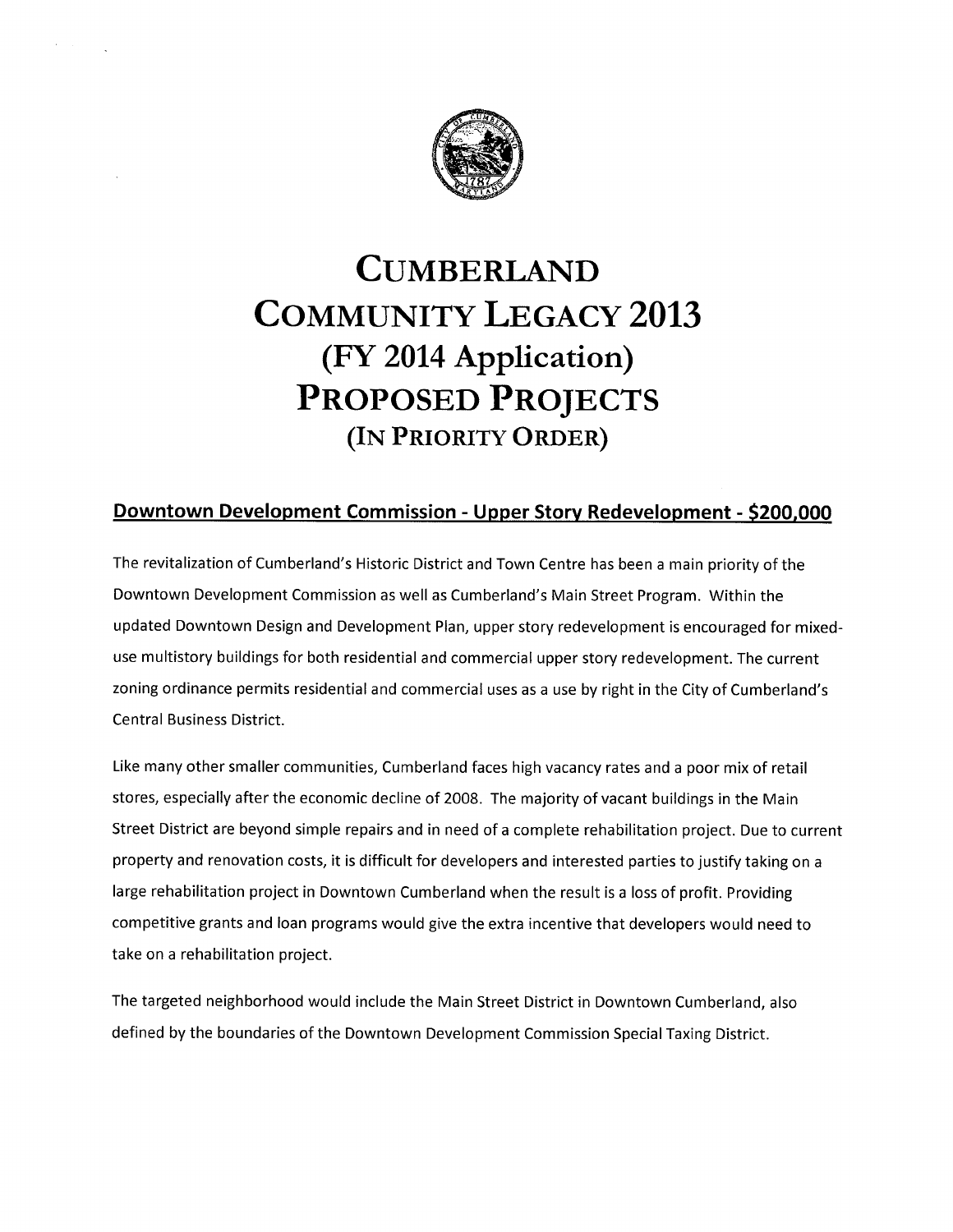# CUMBERLAND COMMUNITY LEGACY 2013 (FY 2014 Application) PROPOSED PROJECTS (IN PRIORITY ORDER)

## Downtown Development Commission - Upper Story Redevelopment - $200,000

The revitalization of Cumberland's Historic District and Town Centre has been a main priority of the Downtown Development Commission as well as Cumberland's Main Street Program. Within the updated Downtown Design and Development Plan, upper story redevelopment is encouraged for mixed-use multistory buildings for both residential and commercial upper story redevelopment. The current zoning ordinance permits residential and commercial uses as a use by right in the City of Cumberland's Central Business District.

Like many other smaller communities, Cumberland faces high vacancy rates and a poor mix of retail stores, especially after the economic decline of 2008. The majority of vacant buildings in the Main Street District are beyond simple repairs and in need of a complete rehabilitation project. Due to current property and renovation costs, it is difficult for developers and interested parties to justify taking on a large rehabilitation project in Downtown Cumberland when the result is a loss of profit. Providing competitive grants and loan programs would give the extra incentive that developers would need to take on a rehabilitation project.

The targeted neighborhood would include the Main Street District in Downtown Cumberland, also defined by the boundaries of the Downtown Development Commission Special Taxing District.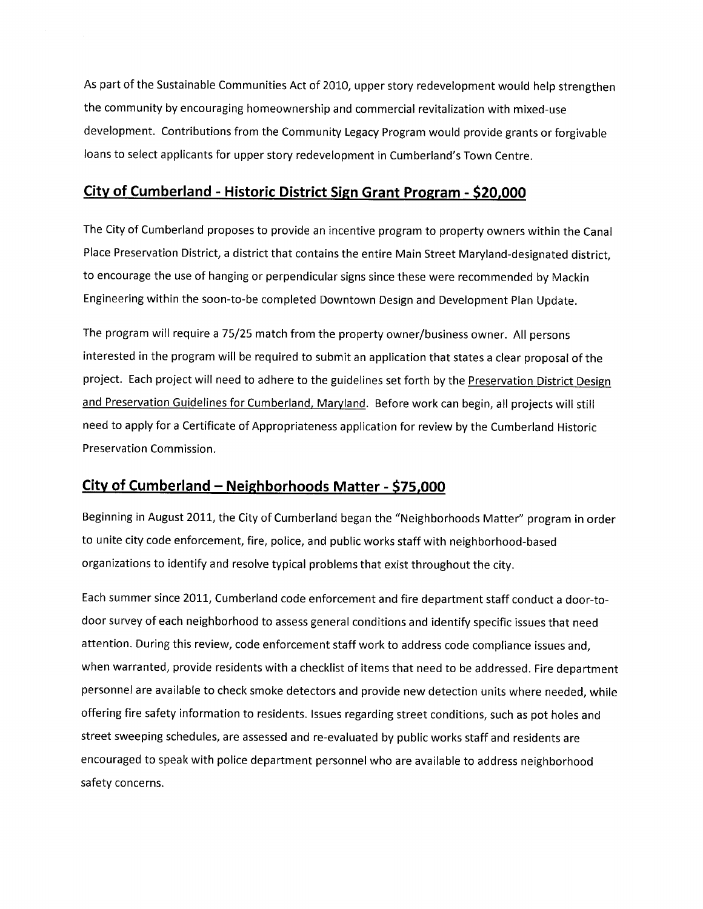As part of the Sustainable Communities Act of 2010, upper story redevelopment would help strengthen the community by encouraging homeownership and commercial revitalization with mixed-use development. Contributions from the Community Legacy Program would provide grants or forgivable loans to select applicants for upper story redevelopment in Cumberland's Town Centre.

## City of Cumberland - Historic District Sign Grant Program - $20,000

The City of Cumberland proposes to provide an incentive program to property owners within the Canal Place Preservation District, a district that contains the entire Main Street Maryland-designated district, to encourage the use of hanging or perpendicular signs since these were recommended by Mackin Engineering within the soon-to-be completed Downtown Design and Development Plan Update.

The program will require a 75/25 match from the property owner/business owner. All persons interested in the program will be required to submit an application that states a clear proposal of the project. Each project will need to adhere to the guidelines set forth by the Preservation District Design and Preservation Guidelines for Cumberland, Maryland. Before work can begin, all projects will still need to apply for a Certificate of Appropriateness application for review by the Cumberland Historic Preservation Commission.

## City of Cumberland – Neighborhoods Matter - $75,000

Beginning in August 2011, the City of Cumberland began the "Neighborhoods Matter" program in order to unite city code enforcement, fire, police, and public works staff with neighborhood-based organizations to identify and resolve typical problems that exist throughout the city.

Each summer since 2011, Cumberland code enforcement and fire department staff conduct a door-to-door survey of each neighborhood to assess general conditions and identify specific issues that need attention. During this review, code enforcement staff work to address code compliance issues and, when warranted, provide residents with a checklist of items that need to be addressed. Fire department personnel are available to check smoke detectors and provide new detection units where needed, while offering fire safety information to residents. Issues regarding street conditions, such as pot holes and street sweeping schedules, are assessed and re-evaluated by public works staff and residents are encouraged to speak with police department personnel who are available to address neighborhood safety concerns.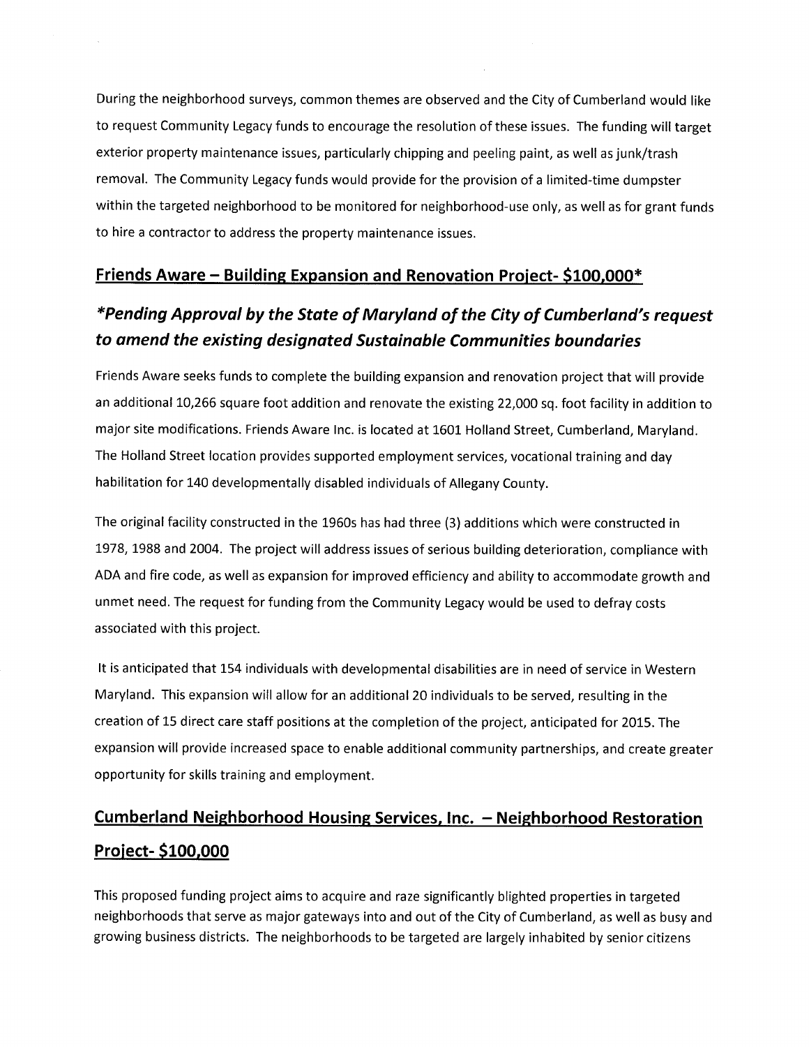During the neighborhood surveys, common themes are observed and the City of Cumberland would like to request Community Legacy funds to encourage the resolution of these issues. The funding will target exterior property maintenance issues, particularly chipping and peeling paint, as well as junk/trash removal. The Community Legacy funds would provide for the provision of a limited-time dumpster within the targeted neighborhood to be monitored for neighborhood-use only, as well as for grant funds to hire a contractor to address the property maintenance issues.

## Friends Aware – Building Expansion and Renovation Project- $100,000*

### *Pending Approval by the State of Maryland of the City of Cumberland's request to amend the existing designated Sustainable Communities boundaries

Friends Aware seeks funds to complete the building expansion and renovation project that will provide an additional 10,266 square foot addition and renovate the existing 22,000 sq. foot facility in addition to major site modifications. Friends Aware Inc. is located at 1601 Holland Street, Cumberland, Maryland. The Holland Street location provides supported employment services, vocational training and day habilitation for 140 developmentally disabled individuals of Allegany County.

The original facility constructed in the 1960s has had three (3) additions which were constructed in 1978, 1988 and 2004. The project will address issues of serious building deterioration, compliance with ADA and fire code, as well as expansion for improved efficiency and ability to accommodate growth and unmet need. The request for funding from the Community Legacy would be used to defray costs associated with this project.

It is anticipated that 154 individuals with developmental disabilities are in need of service in Western Maryland. This expansion will allow for an additional 20 individuals to be served, resulting in the creation of 15 direct care staff positions at the completion of the project, anticipated for 2015. The expansion will provide increased space to enable additional community partnerships, and create greater opportunity for skills training and employment.

## Cumberland Neighborhood Housing Services, Inc. – Neighborhood Restoration Project- $100,000

This proposed funding project aims to acquire and raze significantly blighted properties in targeted neighborhoods that serve as major gateways into and out of the City of Cumberland, as well as busy and growing business districts. The neighborhoods to be targeted are largely inhabited by senior citizens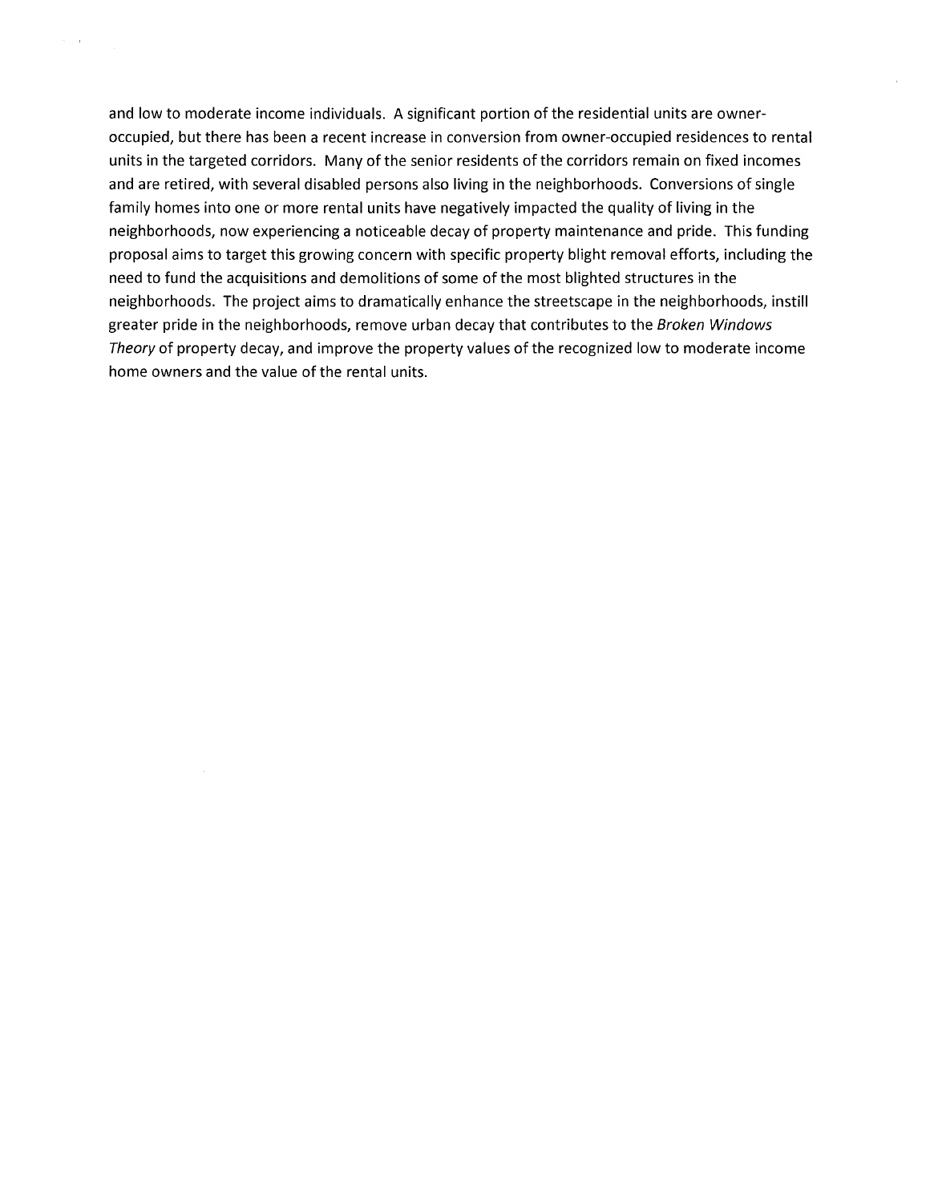and low to moderate income individuals. A significant portion of the residential units are owner-occupied, but there has been a recent increase in conversion from owner-occupied residences to rental units in the targeted corridors. Many of the senior residents of the corridors remain on fixed incomes and are retired, with several disabled persons also living in the neighborhoods. Conversions of single family homes into one or more rental units have negatively impacted the quality of living in the neighborhoods, now experiencing a noticeable decay of property maintenance and pride. This funding proposal aims to target this growing concern with specific property blight removal efforts, including the need to fund the acquisitions and demolitions of some of the most blighted structures in the neighborhoods. The project aims to dramatically enhance the streetscape in the neighborhoods, instill greater pride in the neighborhoods, remove urban decay that contributes to the *Broken Windows Theory* of property decay, and improve the property values of the recognized low to moderate income home owners and the value of the rental units.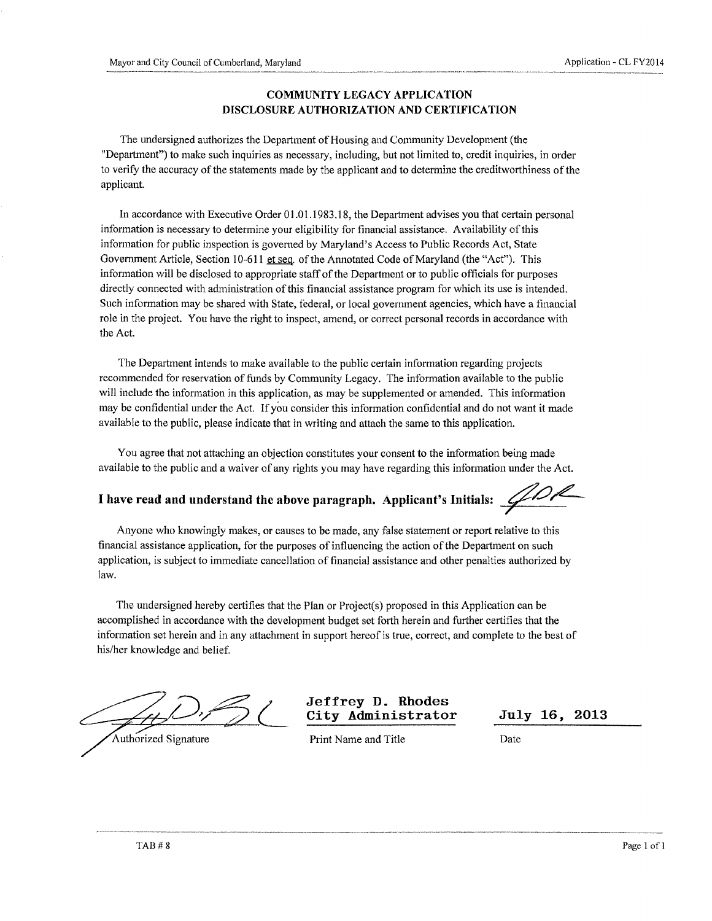## COMMUNITY LEGACY APPLICATION
## DISCLOSURE AUTHORIZATION AND CERTIFICATION

The undersigned authorizes the Department of Housing and Community Development (the "Department") to make such inquiries as necessary, including, but not limited to, credit inquiries, in order to verify the accuracy of the statements made by the applicant and to determine the creditworthiness of the applicant.

In accordance with Executive Order 01.01.1983.18, the Department advises you that certain personal information is necessary to determine your eligibility for financial assistance. Availability of this information for public inspection is governed by Maryland's Access to Public Records Act, State Government Article, Section 10-611 et seq. of the Annotated Code of Maryland (the "Act"). This information will be disclosed to appropriate staff of the Department or to public officials for purposes directly connected with administration of this financial assistance program for which its use is intended. Such information may be shared with State, federal, or local government agencies, which have a financial role in the project. You have the right to inspect, amend, or correct personal records in accordance with the Act.

The Department intends to make available to the public certain information regarding projects recommended for reservation of funds by Community Legacy. The information available to the public will include the information in this application, as may be supplemented or amended. This information may be confidential under the Act. If you consider this information confidential and do not want it made available to the public, please indicate that in writing and attach the same to this application.

You agree that not attaching an objection constitutes your consent to the information being made available to the public and a waiver of any rights you may have regarding this information under the Act.

**I have read and understand the above paragraph. Applicant's Initials:** JDR

Anyone who knowingly makes, or causes to be made, any false statement or report relative to this financial assistance application, for the purposes of influencing the action of the Department on such application, is subject to immediate cancellation of financial assistance and other penalties authorized by law.

The undersigned hereby certifies that the Plan or Project(s) proposed in this Application can be accomplished in accordance with the development budget set forth herein and further certifies that the information set herein and in any attachment in support hereof is true, correct, and complete to the best of his/her knowledge and belief.

| Authorized Signature | Print Name and Title | Date |
|---|---|---|
| [Signature] | Jeffrey D. Rhodes<br>City Administrator | July 16, 2013 |

TAB # 8